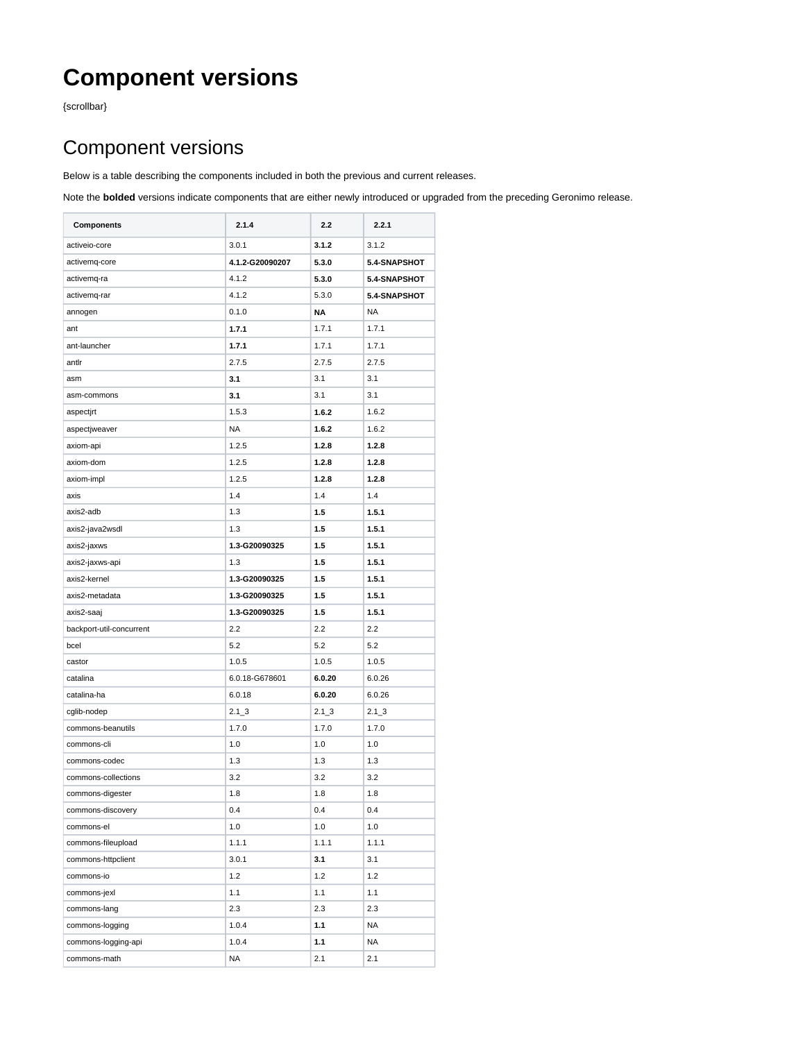# Component versions

{scrollbar}

## Component versions

Below is a table describing the components included in both the previous and current releases.

Note the **bolded** versions indicate components that are either newly introduced or upgraded from the preceding Geronimo release.

| Components | 2.1.4 | 2.2 | 2.2.1 |
|---|---|---|---|
| activeio-core | 3.0.1 | **3.1.2** | 3.1.2 |
| activemq-core | **4.1.2-G20090207** | **5.3.0** | **5.4-SNAPSHOT** |
| activemq-ra | 4.1.2 | **5.3.0** | **5.4-SNAPSHOT** |
| activemq-rar | 4.1.2 | 5.3.0 | **5.4-SNAPSHOT** |
| annogen | 0.1.0 | **NA** | NA |
| ant | **1.7.1** | 1.7.1 | 1.7.1 |
| ant-launcher | **1.7.1** | 1.7.1 | 1.7.1 |
| antlr | 2.7.5 | 2.7.5 | 2.7.5 |
| asm | **3.1** | 3.1 | 3.1 |
| asm-commons | **3.1** | 3.1 | 3.1 |
| aspectjrt | 1.5.3 | **1.6.2** | 1.6.2 |
| aspectjweaver | NA | **1.6.2** | 1.6.2 |
| axiom-api | 1.2.5 | **1.2.8** | **1.2.8** |
| axiom-dom | 1.2.5 | **1.2.8** | **1.2.8** |
| axiom-impl | 1.2.5 | **1.2.8** | **1.2.8** |
| axis | 1.4 | 1.4 | 1.4 |
| axis2-adb | 1.3 | **1.5** | **1.5.1** |
| axis2-java2wsdl | 1.3 | **1.5** | **1.5.1** |
| axis2-jaxws | **1.3-G20090325** | **1.5** | **1.5.1** |
| axis2-jaxws-api | 1.3 | **1.5** | **1.5.1** |
| axis2-kernel | **1.3-G20090325** | **1.5** | **1.5.1** |
| axis2-metadata | **1.3-G20090325** | **1.5** | **1.5.1** |
| axis2-saaj | **1.3-G20090325** | **1.5** | **1.5.1** |
| backport-util-concurrent | 2.2 | 2.2 | 2.2 |
| bcel | 5.2 | 5.2 | 5.2 |
| castor | 1.0.5 | 1.0.5 | 1.0.5 |
| catalina | 6.0.18-G678601 | **6.0.20** | 6.0.26 |
| catalina-ha | 6.0.18 | **6.0.20** | 6.0.26 |
| cglib-nodep | 2.1_3 | 2.1_3 | 2.1_3 |
| commons-beanutils | 1.7.0 | 1.7.0 | 1.7.0 |
| commons-cli | 1.0 | 1.0 | 1.0 |
| commons-codec | 1.3 | 1.3 | 1.3 |
| commons-collections | 3.2 | 3.2 | 3.2 |
| commons-digester | 1.8 | 1.8 | 1.8 |
| commons-discovery | 0.4 | 0.4 | 0.4 |
| commons-el | 1.0 | 1.0 | 1.0 |
| commons-fileupload | 1.1.1 | 1.1.1 | 1.1.1 |
| commons-httpclient | 3.0.1 | **3.1** | 3.1 |
| commons-io | 1.2 | 1.2 | 1.2 |
| commons-jexl | 1.1 | 1.1 | 1.1 |
| commons-lang | 2.3 | 2.3 | 2.3 |
| commons-logging | 1.0.4 | **1.1** | NA |
| commons-logging-api | 1.0.4 | **1.1** | NA |
| commons-math | NA | 2.1 | 2.1 |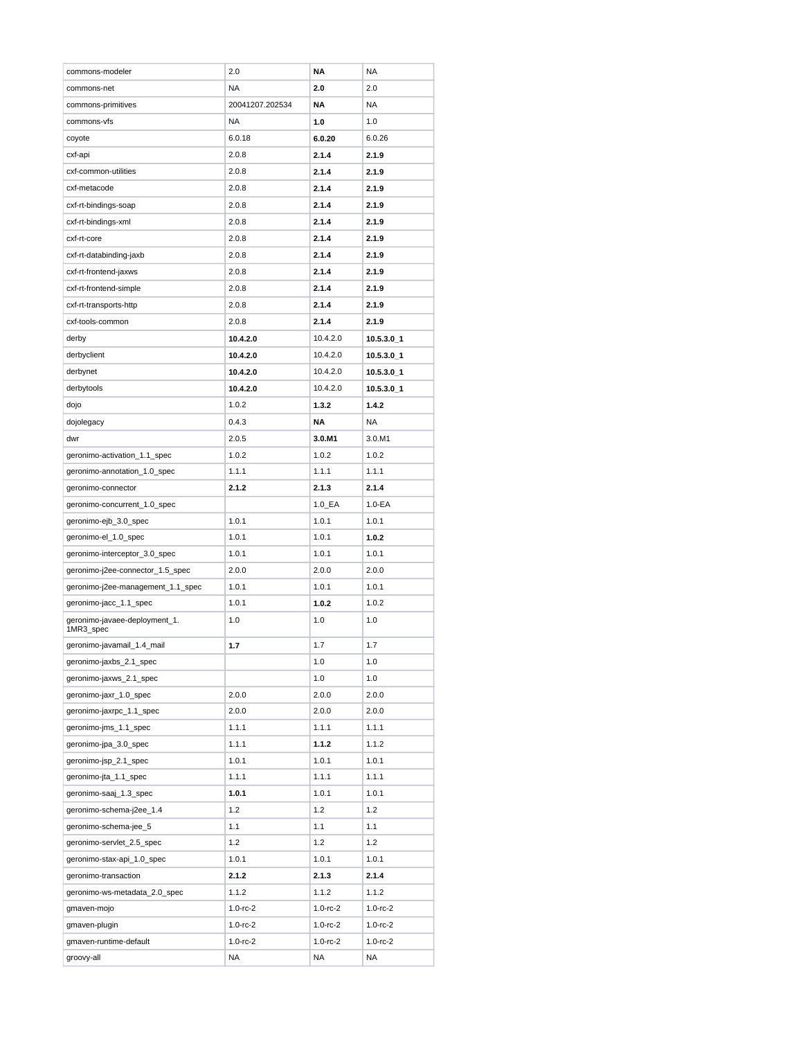| | | | |
|---|---|---|---|
| commons-modeler | 2.0 | **NA** | NA |
| commons-net | NA | **2.0** | 2.0 |
| commons-primitives | 20041207.202534 | **NA** | NA |
| commons-vfs | NA | **1.0** | 1.0 |
| coyote | 6.0.18 | **6.0.20** | 6.0.26 |
| cxf-api | 2.0.8 | **2.1.4** | **2.1.9** |
| cxf-common-utilities | 2.0.8 | **2.1.4** | **2.1.9** |
| cxf-metacode | 2.0.8 | **2.1.4** | **2.1.9** |
| cxf-rt-bindings-soap | 2.0.8 | **2.1.4** | **2.1.9** |
| cxf-rt-bindings-xml | 2.0.8 | **2.1.4** | **2.1.9** |
| cxf-rt-core | 2.0.8 | **2.1.4** | **2.1.9** |
| cxf-rt-databinding-jaxb | 2.0.8 | **2.1.4** | **2.1.9** |
| cxf-rt-frontend-jaxws | 2.0.8 | **2.1.4** | **2.1.9** |
| cxf-rt-frontend-simple | 2.0.8 | **2.1.4** | **2.1.9** |
| cxf-rt-transports-http | 2.0.8 | **2.1.4** | **2.1.9** |
| cxf-tools-common | 2.0.8 | **2.1.4** | **2.1.9** |
| derby | **10.4.2.0** | 10.4.2.0 | **10.5.3.0_1** |
| derbyclient | **10.4.2.0** | 10.4.2.0 | **10.5.3.0_1** |
| derbynet | **10.4.2.0** | 10.4.2.0 | **10.5.3.0_1** |
| derbytools | **10.4.2.0** | 10.4.2.0 | **10.5.3.0_1** |
| dojo | 1.0.2 | **1.3.2** | **1.4.2** |
| dojolegacy | 0.4.3 | **NA** | NA |
| dwr | 2.0.5 | **3.0.M1** | 3.0.M1 |
| geronimo-activation_1.1_spec | 1.0.2 | 1.0.2 | 1.0.2 |
| geronimo-annotation_1.0_spec | 1.1.1 | 1.1.1 | 1.1.1 |
| geronimo-connector | **2.1.2** | **2.1.3** | **2.1.4** |
| geronimo-concurrent_1.0_spec | | 1.0_EA | 1.0-EA |
| geronimo-ejb_3.0_spec | 1.0.1 | 1.0.1 | 1.0.1 |
| geronimo-el_1.0_spec | 1.0.1 | 1.0.1 | **1.0.2** |
| geronimo-interceptor_3.0_spec | 1.0.1 | 1.0.1 | 1.0.1 |
| geronimo-j2ee-connector_1.5_spec | 2.0.0 | 2.0.0 | 2.0.0 |
| geronimo-j2ee-management_1.1_spec | 1.0.1 | 1.0.1 | 1.0.1 |
| geronimo-jacc_1.1_spec | 1.0.1 | **1.0.2** | 1.0.2 |
| geronimo-javaee-deployment_1.1MR3_spec | 1.0 | 1.0 | 1.0 |
| geronimo-javamail_1.4_mail | **1.7** | 1.7 | 1.7 |
| geronimo-jaxbs_2.1_spec | | 1.0 | 1.0 |
| geronimo-jaxws_2.1_spec | | 1.0 | 1.0 |
| geronimo-jaxr_1.0_spec | 2.0.0 | 2.0.0 | 2.0.0 |
| geronimo-jaxrpc_1.1_spec | 2.0.0 | 2.0.0 | 2.0.0 |
| geronimo-jms_1.1_spec | 1.1.1 | 1.1.1 | 1.1.1 |
| geronimo-jpa_3.0_spec | 1.1.1 | **1.1.2** | 1.1.2 |
| geronimo-jsp_2.1_spec | 1.0.1 | 1.0.1 | 1.0.1 |
| geronimo-jta_1.1_spec | 1.1.1 | 1.1.1 | 1.1.1 |
| geronimo-saaj_1.3_spec | **1.0.1** | 1.0.1 | 1.0.1 |
| geronimo-schema-j2ee_1.4 | 1.2 | 1.2 | 1.2 |
| geronimo-schema-jee_5 | 1.1 | 1.1 | 1.1 |
| geronimo-servlet_2.5_spec | 1.2 | 1.2 | 1.2 |
| geronimo-stax-api_1.0_spec | 1.0.1 | 1.0.1 | 1.0.1 |
| geronimo-transaction | **2.1.2** | **2.1.3** | **2.1.4** |
| geronimo-ws-metadata_2.0_spec | 1.1.2 | 1.1.2 | 1.1.2 |
| gmaven-mojo | 1.0-rc-2 | 1.0-rc-2 | 1.0-rc-2 |
| gmaven-plugin | 1.0-rc-2 | 1.0-rc-2 | 1.0-rc-2 |
| gmaven-runtime-default | 1.0-rc-2 | 1.0-rc-2 | 1.0-rc-2 |
| groovy-all | NA | NA | NA |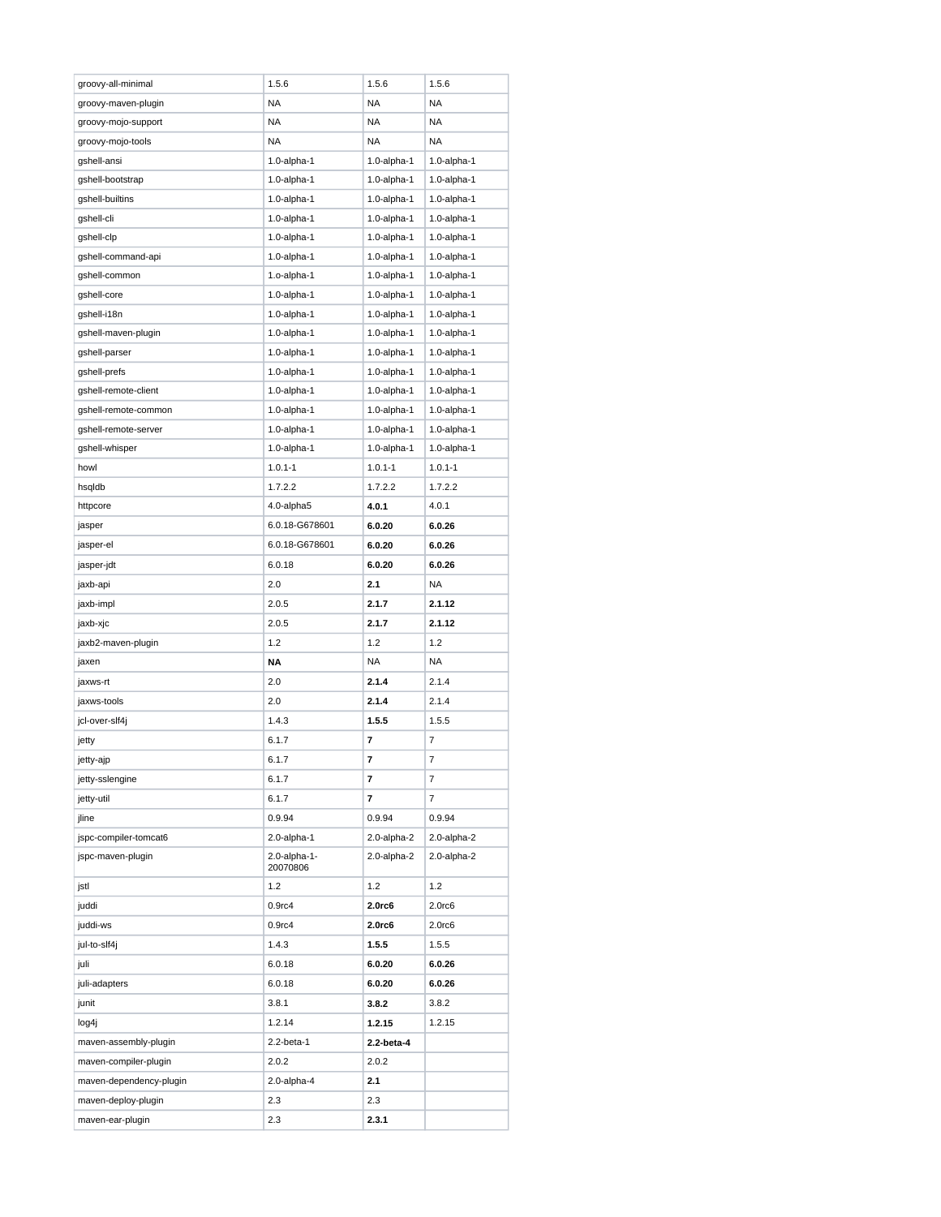| | | | |
|---|---|---|---|
| groovy-all-minimal | 1.5.6 | 1.5.6 | 1.5.6 |
| groovy-maven-plugin | NA | NA | NA |
| groovy-mojo-support | NA | NA | NA |
| groovy-mojo-tools | NA | NA | NA |
| gshell-ansi | 1.0-alpha-1 | 1.0-alpha-1 | 1.0-alpha-1 |
| gshell-bootstrap | 1.0-alpha-1 | 1.0-alpha-1 | 1.0-alpha-1 |
| gshell-builtins | 1.0-alpha-1 | 1.0-alpha-1 | 1.0-alpha-1 |
| gshell-cli | 1.0-alpha-1 | 1.0-alpha-1 | 1.0-alpha-1 |
| gshell-clp | 1.0-alpha-1 | 1.0-alpha-1 | 1.0-alpha-1 |
| gshell-command-api | 1.0-alpha-1 | 1.0-alpha-1 | 1.0-alpha-1 |
| gshell-common | 1.o-alpha-1 | 1.0-alpha-1 | 1.0-alpha-1 |
| gshell-core | 1.0-alpha-1 | 1.0-alpha-1 | 1.0-alpha-1 |
| gshell-i18n | 1.0-alpha-1 | 1.0-alpha-1 | 1.0-alpha-1 |
| gshell-maven-plugin | 1.0-alpha-1 | 1.0-alpha-1 | 1.0-alpha-1 |
| gshell-parser | 1.0-alpha-1 | 1.0-alpha-1 | 1.0-alpha-1 |
| gshell-prefs | 1.0-alpha-1 | 1.0-alpha-1 | 1.0-alpha-1 |
| gshell-remote-client | 1.0-alpha-1 | 1.0-alpha-1 | 1.0-alpha-1 |
| gshell-remote-common | 1.0-alpha-1 | 1.0-alpha-1 | 1.0-alpha-1 |
| gshell-remote-server | 1.0-alpha-1 | 1.0-alpha-1 | 1.0-alpha-1 |
| gshell-whisper | 1.0-alpha-1 | 1.0-alpha-1 | 1.0-alpha-1 |
| howl | 1.0.1-1 | 1.0.1-1 | 1.0.1-1 |
| hsqldb | 1.7.2.2 | 1.7.2.2 | 1.7.2.2 |
| httpcore | 4.0-alpha5 | **4.0.1** | 4.0.1 |
| jasper | 6.0.18-G678601 | **6.0.20** | **6.0.26** |
| jasper-el | 6.0.18-G678601 | **6.0.20** | **6.0.26** |
| jasper-jdt | 6.0.18 | **6.0.20** | **6.0.26** |
| jaxb-api | 2.0 | **2.1** | NA |
| jaxb-impl | 2.0.5 | **2.1.7** | **2.1.12** |
| jaxb-xjc | 2.0.5 | **2.1.7** | **2.1.12** |
| jaxb2-maven-plugin | 1.2 | 1.2 | 1.2 |
| jaxen | **NA** | NA | NA |
| jaxws-rt | 2.0 | **2.1.4** | 2.1.4 |
| jaxws-tools | 2.0 | **2.1.4** | 2.1.4 |
| jcl-over-slf4j | 1.4.3 | **1.5.5** | 1.5.5 |
| jetty | 6.1.7 | **7** | 7 |
| jetty-ajp | 6.1.7 | **7** | 7 |
| jetty-sslengine | 6.1.7 | **7** | 7 |
| jetty-util | 6.1.7 | **7** | 7 |
| jline | 0.9.94 | 0.9.94 | 0.9.94 |
| jspc-compiler-tomcat6 | 2.0-alpha-1 | 2.0-alpha-2 | 2.0-alpha-2 |
| jspc-maven-plugin | 2.0-alpha-1-20070806 | 2.0-alpha-2 | 2.0-alpha-2 |
| jstl | 1.2 | 1.2 | 1.2 |
| juddi | 0.9rc4 | **2.0rc6** | 2.0rc6 |
| juddi-ws | 0.9rc4 | **2.0rc6** | 2.0rc6 |
| jul-to-slf4j | 1.4.3 | **1.5.5** | 1.5.5 |
| juli | 6.0.18 | **6.0.20** | **6.0.26** |
| juli-adapters | 6.0.18 | **6.0.20** | **6.0.26** |
| junit | 3.8.1 | **3.8.2** | 3.8.2 |
| log4j | 1.2.14 | **1.2.15** | 1.2.15 |
| maven-assembly-plugin | 2.2-beta-1 | **2.2-beta-4** | |
| maven-compiler-plugin | 2.0.2 | 2.0.2 | |
| maven-dependency-plugin | 2.0-alpha-4 | **2.1** | |
| maven-deploy-plugin | 2.3 | 2.3 | |
| maven-ear-plugin | 2.3 | **2.3.1** | |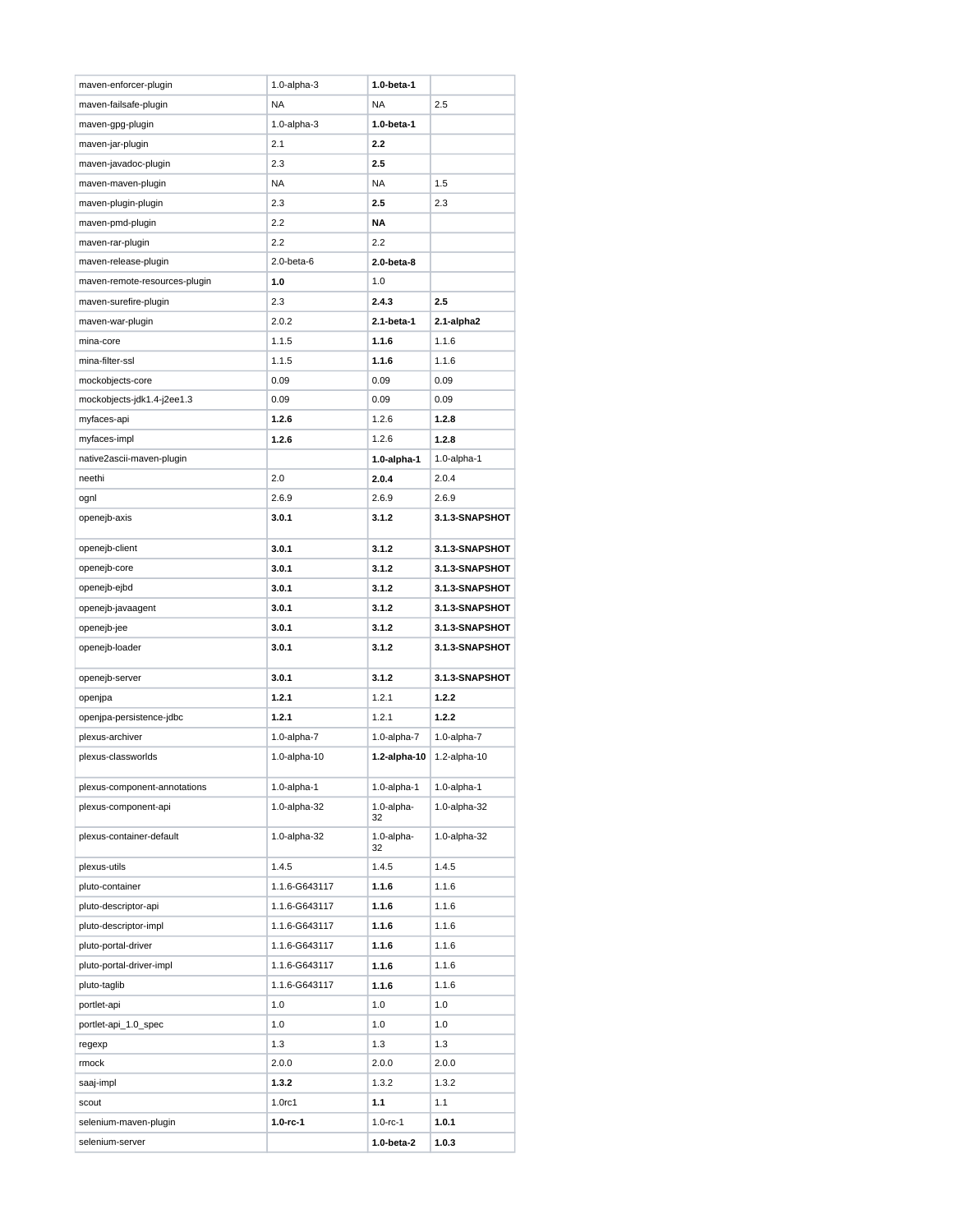| | | | |
|---|---|---|---|
| maven-enforcer-plugin | 1.0-alpha-3 | **1.0-beta-1** | |
| maven-failsafe-plugin | NA | NA | 2.5 |
| maven-gpg-plugin | 1.0-alpha-3 | **1.0-beta-1** | |
| maven-jar-plugin | 2.1 | **2.2** | |
| maven-javadoc-plugin | 2.3 | **2.5** | |
| maven-maven-plugin | NA | NA | 1.5 |
| maven-plugin-plugin | 2.3 | **2.5** | 2.3 |
| maven-pmd-plugin | 2.2 | **NA** | |
| maven-rar-plugin | 2.2 | 2.2 | |
| maven-release-plugin | 2.0-beta-6 | **2.0-beta-8** | |
| maven-remote-resources-plugin | **1.0** | 1.0 | |
| maven-surefire-plugin | 2.3 | **2.4.3** | **2.5** |
| maven-war-plugin | 2.0.2 | **2.1-beta-1** | **2.1-alpha2** |
| mina-core | 1.1.5 | **1.1.6** | 1.1.6 |
| mina-filter-ssl | 1.1.5 | **1.1.6** | 1.1.6 |
| mockobjects-core | 0.09 | 0.09 | 0.09 |
| mockobjects-jdk1.4-j2ee1.3 | 0.09 | 0.09 | 0.09 |
| myfaces-api | **1.2.6** | 1.2.6 | **1.2.8** |
| myfaces-impl | **1.2.6** | 1.2.6 | **1.2.8** |
| native2ascii-maven-plugin | | **1.0-alpha-1** | 1.0-alpha-1 |
| neethi | 2.0 | **2.0.4** | 2.0.4 |
| ognl | 2.6.9 | 2.6.9 | 2.6.9 |
| openejb-axis | **3.0.1** | **3.1.2** | **3.1.3-SNAPSHOT** |
| openejb-client | **3.0.1** | **3.1.2** | **3.1.3-SNAPSHOT** |
| openejb-core | **3.0.1** | **3.1.2** | **3.1.3-SNAPSHOT** |
| openejb-ejbd | **3.0.1** | **3.1.2** | **3.1.3-SNAPSHOT** |
| openejb-javaagent | **3.0.1** | **3.1.2** | **3.1.3-SNAPSHOT** |
| openejb-jee | **3.0.1** | **3.1.2** | **3.1.3-SNAPSHOT** |
| openejb-loader | **3.0.1** | **3.1.2** | **3.1.3-SNAPSHOT** |
| openejb-server | **3.0.1** | **3.1.2** | **3.1.3-SNAPSHOT** |
| openjpa | **1.2.1** | 1.2.1 | **1.2.2** |
| openjpa-persistence-jdbc | **1.2.1** | 1.2.1 | **1.2.2** |
| plexus-archiver | 1.0-alpha-7 | 1.0-alpha-7 | 1.0-alpha-7 |
| plexus-classworlds | 1.0-alpha-10 | **1.2-alpha-10** | 1.2-alpha-10 |
| plexus-component-annotations | 1.0-alpha-1 | 1.0-alpha-1 | 1.0-alpha-1 |
| plexus-component-api | 1.0-alpha-32 | 1.0-alpha-32 | 1.0-alpha-32 |
| plexus-container-default | 1.0-alpha-32 | 1.0-alpha-32 | 1.0-alpha-32 |
| plexus-utils | 1.4.5 | 1.4.5 | 1.4.5 |
| pluto-container | 1.1.6-G643117 | **1.1.6** | 1.1.6 |
| pluto-descriptor-api | 1.1.6-G643117 | **1.1.6** | 1.1.6 |
| pluto-descriptor-impl | 1.1.6-G643117 | **1.1.6** | 1.1.6 |
| pluto-portal-driver | 1.1.6-G643117 | **1.1.6** | 1.1.6 |
| pluto-portal-driver-impl | 1.1.6-G643117 | **1.1.6** | 1.1.6 |
| pluto-taglib | 1.1.6-G643117 | **1.1.6** | 1.1.6 |
| portlet-api | 1.0 | 1.0 | 1.0 |
| portlet-api_1.0_spec | 1.0 | 1.0 | 1.0 |
| regexp | 1.3 | 1.3 | 1.3 |
| rmock | 2.0.0 | 2.0.0 | 2.0.0 |
| saaj-impl | **1.3.2** | 1.3.2 | 1.3.2 |
| scout | 1.0rc1 | **1.1** | 1.1 |
| selenium-maven-plugin | **1.0-rc-1** | 1.0-rc-1 | **1.0.1** |
| selenium-server | | **1.0-beta-2** | **1.0.3** |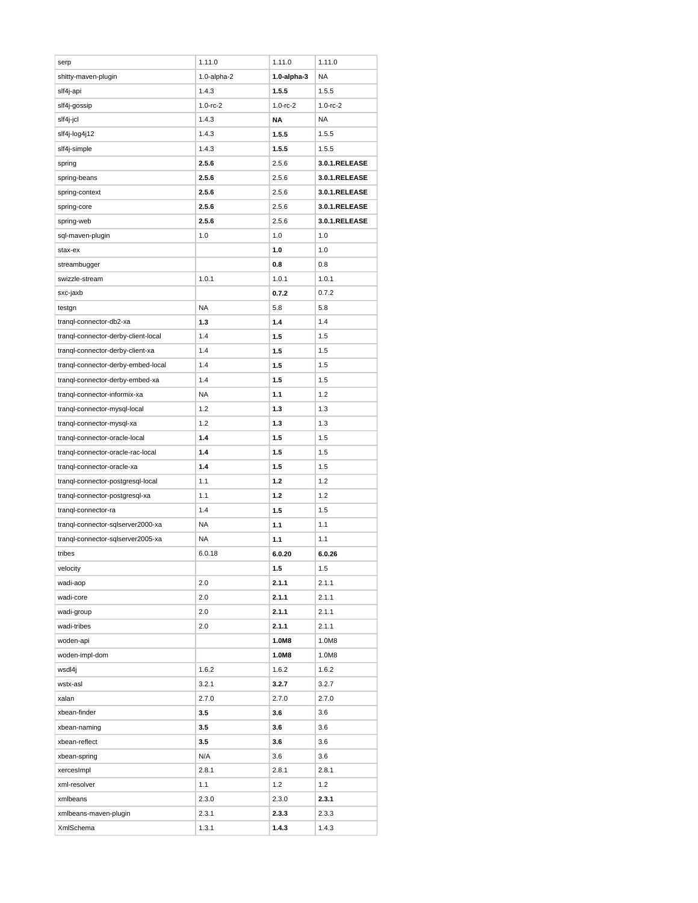| | | | |
|---|---|---|---|
| serp | 1.11.0 | 1.11.0 | 1.11.0 |
| shitty-maven-plugin | 1.0-alpha-2 | **1.0-alpha-3** | NA |
| slf4j-api | 1.4.3 | **1.5.5** | 1.5.5 |
| slf4j-gossip | 1.0-rc-2 | 1.0-rc-2 | 1.0-rc-2 |
| slf4j-jcl | 1.4.3 | **NA** | NA |
| slf4j-log4j12 | 1.4.3 | **1.5.5** | 1.5.5 |
| slf4j-simple | 1.4.3 | **1.5.5** | 1.5.5 |
| spring | **2.5.6** | 2.5.6 | **3.0.1.RELEASE** |
| spring-beans | **2.5.6** | 2.5.6 | **3.0.1.RELEASE** |
| spring-context | **2.5.6** | 2.5.6 | **3.0.1.RELEASE** |
| spring-core | **2.5.6** | 2.5.6 | **3.0.1.RELEASE** |
| spring-web | **2.5.6** | 2.5.6 | **3.0.1.RELEASE** |
| sql-maven-plugin | 1.0 | 1.0 | 1.0 |
| stax-ex | | **1.0** | 1.0 |
| streambugger | | **0.8** | 0.8 |
| swizzle-stream | 1.0.1 | 1.0.1 | 1.0.1 |
| sxc-jaxb | | **0.7.2** | 0.7.2 |
| testgn | NA | 5.8 | 5.8 |
| tranql-connector-db2-xa | **1.3** | **1.4** | 1.4 |
| tranql-connector-derby-client-local | 1.4 | **1.5** | 1.5 |
| tranql-connector-derby-client-xa | 1.4 | **1.5** | 1.5 |
| tranql-connector-derby-embed-local | 1.4 | **1.5** | 1.5 |
| tranql-connector-derby-embed-xa | 1.4 | **1.5** | 1.5 |
| tranql-connector-informix-xa | NA | **1.1** | 1.2 |
| tranql-connector-mysql-local | 1.2 | **1.3** | 1.3 |
| tranql-connector-mysql-xa | 1.2 | **1.3** | 1.3 |
| tranql-connector-oracle-local | **1.4** | **1.5** | 1.5 |
| tranql-connector-oracle-rac-local | **1.4** | **1.5** | 1.5 |
| tranql-connector-oracle-xa | **1.4** | **1.5** | 1.5 |
| tranql-connector-postgresql-local | 1.1 | **1.2** | 1.2 |
| tranql-connector-postgresql-xa | 1.1 | **1.2** | 1.2 |
| tranql-connector-ra | 1.4 | **1.5** | 1.5 |
| tranql-connector-sqlserver2000-xa | NA | **1.1** | 1.1 |
| tranql-connector-sqlserver2005-xa | NA | **1.1** | 1.1 |
| tribes | 6.0.18 | **6.0.20** | **6.0.26** |
| velocity | | **1.5** | 1.5 |
| wadi-aop | 2.0 | **2.1.1** | 2.1.1 |
| wadi-core | 2.0 | **2.1.1** | 2.1.1 |
| wadi-group | 2.0 | **2.1.1** | 2.1.1 |
| wadi-tribes | 2.0 | **2.1.1** | 2.1.1 |
| woden-api | | **1.0M8** | 1.0M8 |
| woden-impl-dom | | **1.0M8** | 1.0M8 |
| wsdl4j | 1.6.2 | 1.6.2 | 1.6.2 |
| wstx-asl | 3.2.1 | **3.2.7** | 3.2.7 |
| xalan | 2.7.0 | 2.7.0 | 2.7.0 |
| xbean-finder | **3.5** | **3.6** | 3.6 |
| xbean-naming | **3.5** | **3.6** | 3.6 |
| xbean-reflect | **3.5** | **3.6** | 3.6 |
| xbean-spring | N/A | 3.6 | 3.6 |
| xercesImpl | 2.8.1 | 2.8.1 | 2.8.1 |
| xml-resolver | 1.1 | 1.2 | 1.2 |
| xmlbeans | 2.3.0 | 2.3.0 | **2.3.1** |
| xmlbeans-maven-plugin | 2.3.1 | **2.3.3** | 2.3.3 |
| XmlSchema | 1.3.1 | **1.4.3** | 1.4.3 |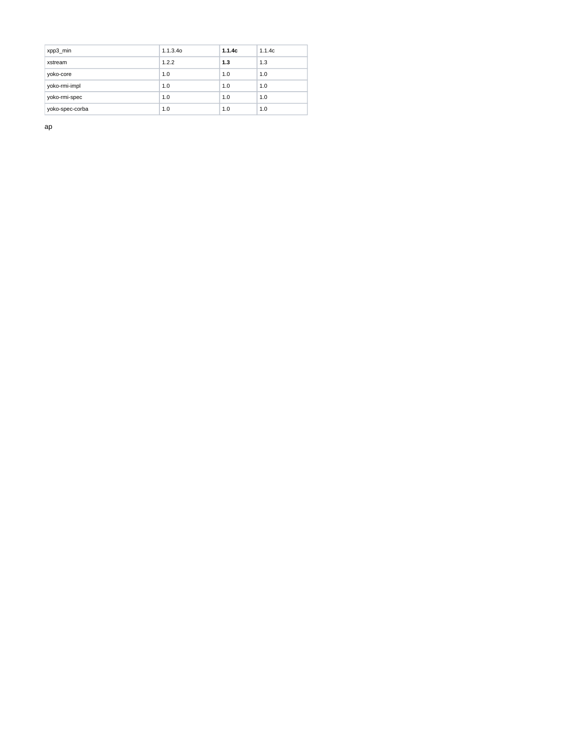| | | | |
|---|---|---|---|
| xpp3_min | 1.1.3.4o | **1.1.4c** | 1.1.4c |
| xstream | 1.2.2 | **1.3** | 1.3 |
| yoko-core | 1.0 | 1.0 | 1.0 |
| yoko-rmi-impl | 1.0 | 1.0 | 1.0 |
| yoko-rmi-spec | 1.0 | 1.0 | 1.0 |
| yoko-spec-corba | 1.0 | 1.0 | 1.0 |

ap